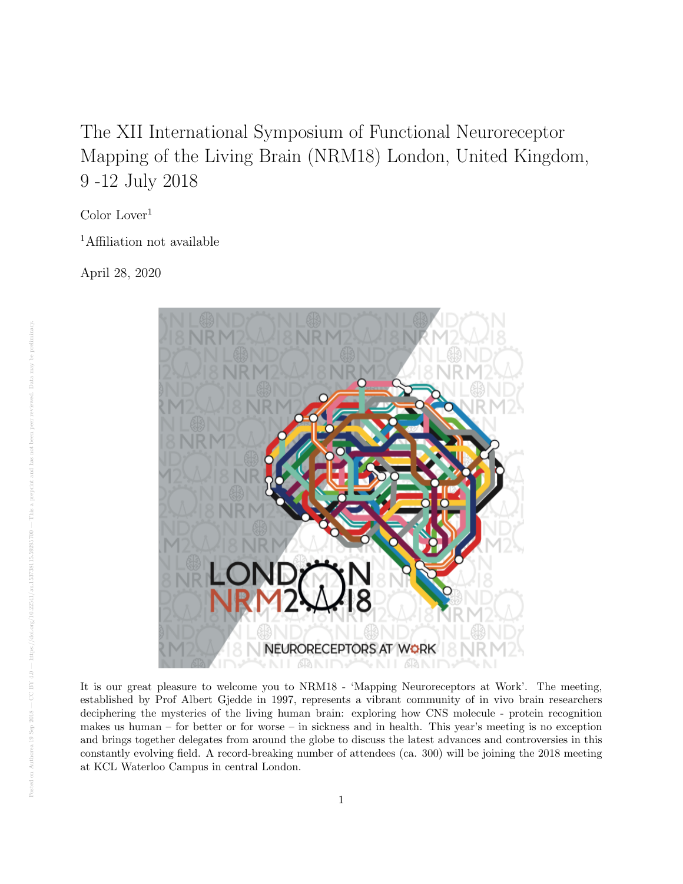# The XII International Symposium of Functional Neuroreceptor Mapping of the Living Brain (NRM18) London, United Kingdom, 9 -12 July 2018

Color Lover[1]

[1]Affiliation not available

April 28, 2020

It is our great pleasure to welcome you to NRM18 - 'Mapping Neuroreceptors at Work'. The meeting, established by Prof Albert Gjedde in 1997, represents a vibrant community of in vivo brain researchers deciphering the mysteries of the living human brain: exploring how CNS molecule - protein recognition makes us human – for better or for worse – in sickness and in health. This year's meeting is no exception and brings together delegates from around the globe to discuss the latest advances and controversies in this constantly evolving field. A record-breaking number of attendees (ca. 300) will be joining the 2018 meeting at KCL Waterloo Campus in central London.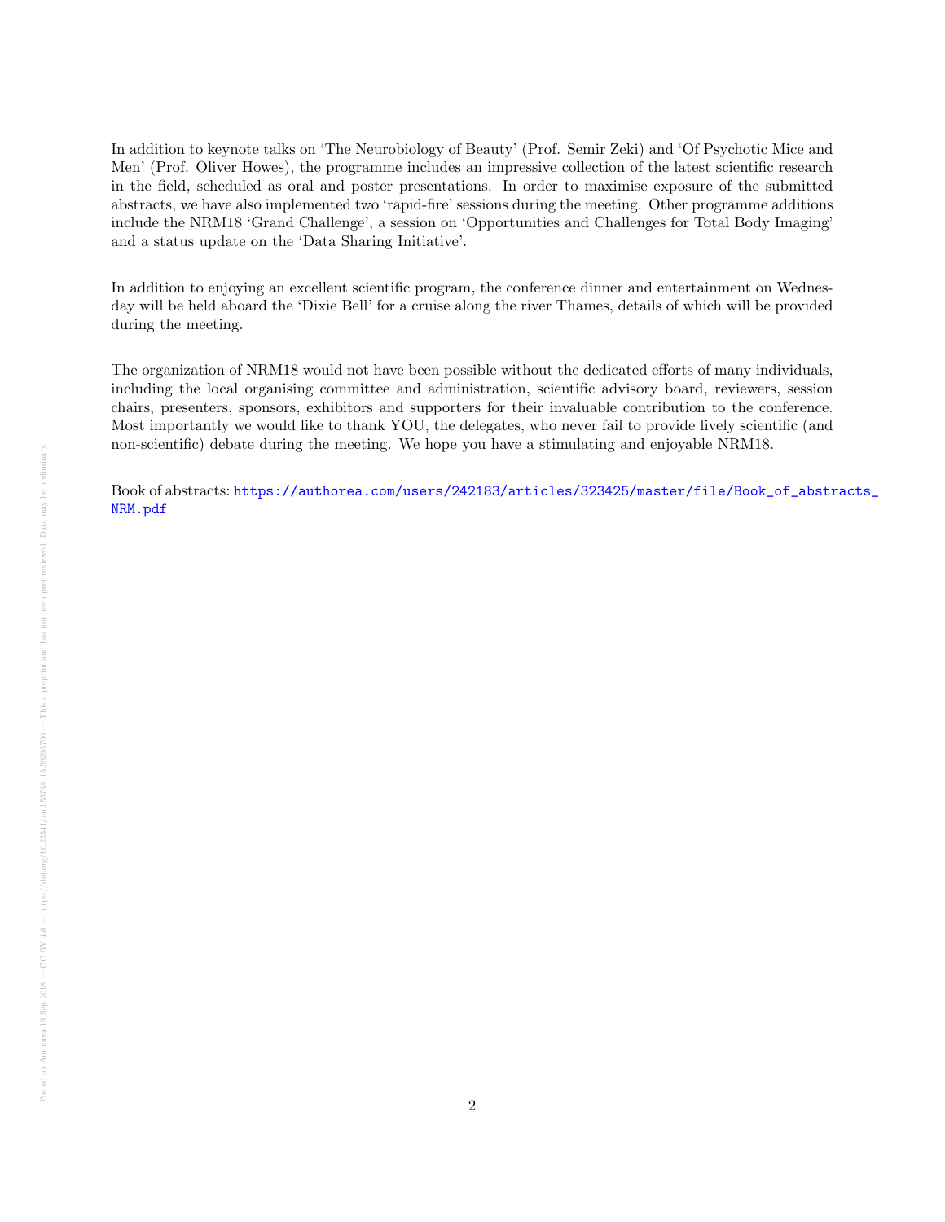In addition to keynote talks on 'The Neurobiology of Beauty' (Prof. Semir Zeki) and 'Of Psychotic Mice and Men' (Prof. Oliver Howes), the programme includes an impressive collection of the latest scientific research in the field, scheduled as oral and poster presentations. In order to maximise exposure of the submitted abstracts, we have also implemented two 'rapid-fire' sessions during the meeting. Other programme additions include the NRM18 'Grand Challenge', a session on 'Opportunities and Challenges for Total Body Imaging' and a status update on the 'Data Sharing Initiative'.

In addition to enjoying an excellent scientific program, the conference dinner and entertainment on Wednesday will be held aboard the 'Dixie Bell' for a cruise along the river Thames, details of which will be provided during the meeting.

The organization of NRM18 would not have been possible without the dedicated efforts of many individuals, including the local organising committee and administration, scientific advisory board, reviewers, session chairs, presenters, sponsors, exhibitors and supporters for their invaluable contribution to the conference. Most importantly we would like to thank YOU, the delegates, who never fail to provide lively scientific (and non-scientific) debate during the meeting. We hope you have a stimulating and enjoyable NRM18.

Book of abstracts: https://authorea.com/users/242183/articles/323425/master/file/Book_of_abstracts_NRM.pdf